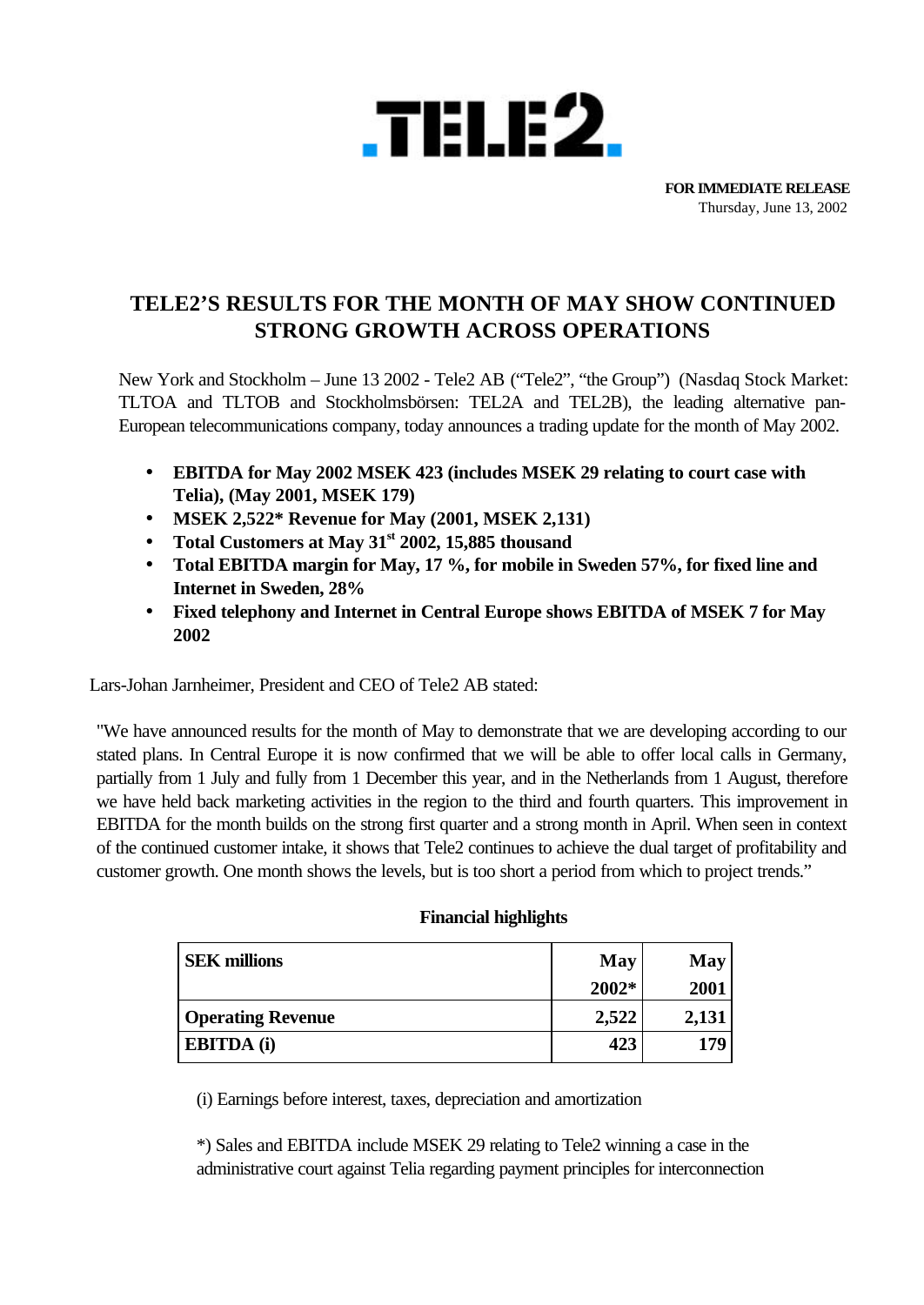**TELE2**

**FOR IMMEDIATE RELEASE**
Thursday, June 13, 2002

# TELE2'S RESULTS FOR THE MONTH OF MAY SHOW CONTINUED STRONG GROWTH ACROSS OPERATIONS

New York and Stockholm – June 13 2002 - Tele2 AB ("Tele2", "the Group") (Nasdaq Stock Market: TLTOA and TLTOB and Stockholmsbörsen: TEL2A and TEL2B), the leading alternative pan-European telecommunications company, today announces a trading update for the month of May 2002.

- **EBITDA for May 2002 MSEK 423 (includes MSEK 29 relating to court case with Telia), (May 2001, MSEK 179)**
- **MSEK 2,522* Revenue for May (2001, MSEK 2,131)**
- **Total Customers at May 31st 2002, 15,885 thousand**
- **Total EBITDA margin for May, 17 %, for mobile in Sweden 57%, for fixed line and Internet in Sweden, 28%**
- **Fixed telephony and Internet in Central Europe shows EBITDA of MSEK 7 for May 2002**

Lars-Johan Jarnheimer, President and CEO of Tele2 AB stated:

"We have announced results for the month of May to demonstrate that we are developing according to our stated plans. In Central Europe it is now confirmed that we will be able to offer local calls in Germany, partially from 1 July and fully from 1 December this year, and in the Netherlands from 1 August, therefore we have held back marketing activities in the region to the third and fourth quarters. This improvement in EBITDA for the month builds on the strong first quarter and a strong month in April. When seen in context of the continued customer intake, it shows that Tele2 continues to achieve the dual target of profitability and customer growth. One month shows the levels, but is too short a period from which to project trends."

**Financial highlights**

| SEK millions | May 2002* | May 2001 |
|---|---|---|
| **Operating Revenue** | **2,522** | **2,131** |
| **EBITDA (i)** | **423** | **179** |

(i) Earnings before interest, taxes, depreciation and amortization

*) Sales and EBITDA include MSEK 29 relating to Tele2 winning a case in the administrative court against Telia regarding payment principles for interconnection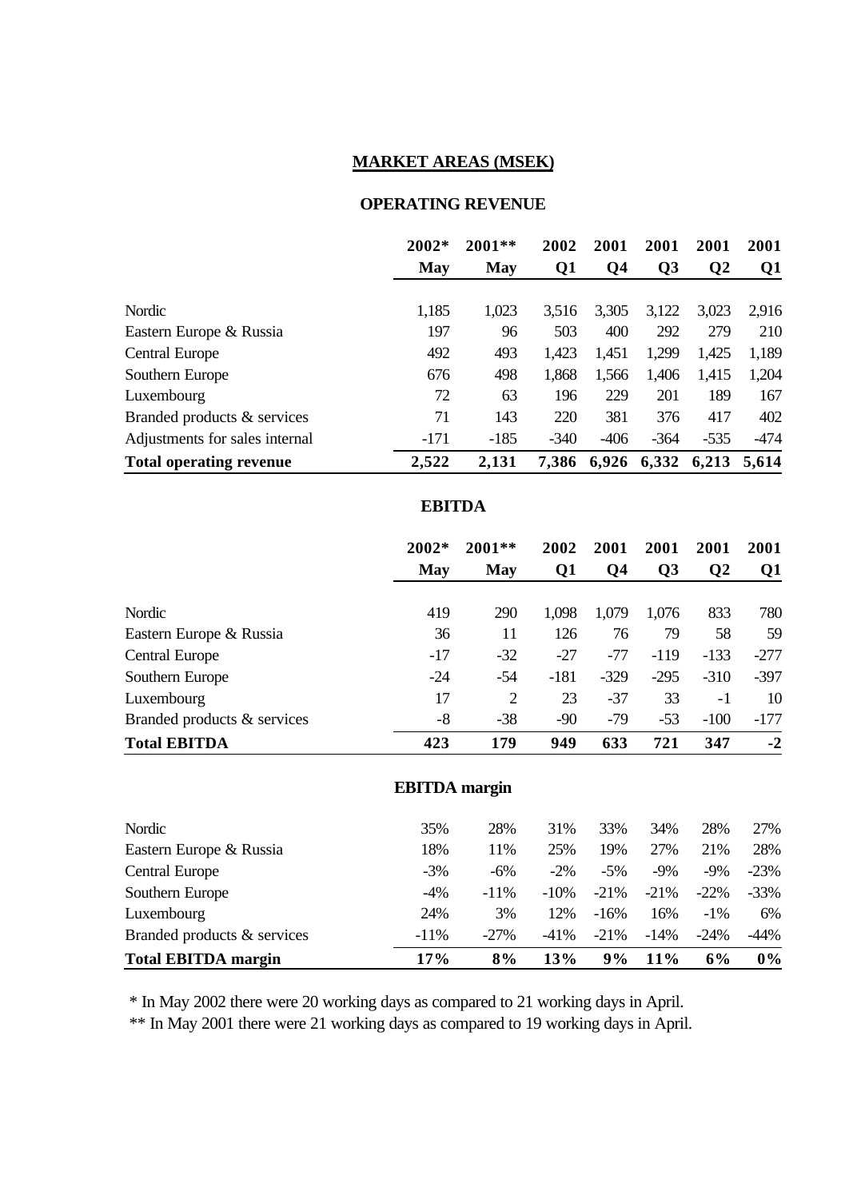## MARKET AREAS (MSEK)

### OPERATING REVENUE

| | 2002* May | 2001** May | 2002 Q1 | 2001 Q4 | 2001 Q3 | 2001 Q2 | 2001 Q1 |
|---|---|---|---|---|---|---|---|
| Nordic | 1,185 | 1,023 | 3,516 | 3,305 | 3,122 | 3,023 | 2,916 |
| Eastern Europe & Russia | 197 | 96 | 503 | 400 | 292 | 279 | 210 |
| Central Europe | 492 | 493 | 1,423 | 1,451 | 1,299 | 1,425 | 1,189 |
| Southern Europe | 676 | 498 | 1,868 | 1,566 | 1,406 | 1,415 | 1,204 |
| Luxembourg | 72 | 63 | 196 | 229 | 201 | 189 | 167 |
| Branded products & services | 71 | 143 | 220 | 381 | 376 | 417 | 402 |
| Adjustments for sales internal | -171 | -185 | -340 | -406 | -364 | -535 | -474 |
| **Total operating revenue** | **2,522** | **2,131** | **7,386** | **6,926** | **6,332** | **6,213** | **5,614** |

### EBITDA

| | 2002* May | 2001** May | 2002 Q1 | 2001 Q4 | 2001 Q3 | 2001 Q2 | 2001 Q1 |
|---|---|---|---|---|---|---|---|
| Nordic | 419 | 290 | 1,098 | 1,079 | 1,076 | 833 | 780 |
| Eastern Europe & Russia | 36 | 11 | 126 | 76 | 79 | 58 | 59 |
| Central Europe | -17 | -32 | -27 | -77 | -119 | -133 | -277 |
| Southern Europe | -24 | -54 | -181 | -329 | -295 | -310 | -397 |
| Luxembourg | 17 | 2 | 23 | -37 | 33 | -1 | 10 |
| Branded products & services | -8 | -38 | -90 | -79 | -53 | -100 | -177 |
| **Total EBITDA** | **423** | **179** | **949** | **633** | **721** | **347** | **-2** |

### EBITDA margin

| | 2002* May | 2001** May | 2002 Q1 | 2001 Q4 | 2001 Q3 | 2001 Q2 | 2001 Q1 |
|---|---|---|---|---|---|---|---|
| Nordic | 35% | 28% | 31% | 33% | 34% | 28% | 27% |
| Eastern Europe & Russia | 18% | 11% | 25% | 19% | 27% | 21% | 28% |
| Central Europe | -3% | -6% | -2% | -5% | -9% | -9% | -23% |
| Southern Europe | -4% | -11% | -10% | -21% | -21% | -22% | -33% |
| Luxembourg | 24% | 3% | 12% | -16% | 16% | -1% | 6% |
| Branded products & services | -11% | -27% | -41% | -21% | -14% | -24% | -44% |
| **Total EBITDA margin** | **17%** | **8%** | **13%** | **9%** | **11%** | **6%** | **0%** |

\* In May 2002 there were 20 working days as compared to 21 working days in April.

\*\* In May 2001 there were 21 working days as compared to 19 working days in April.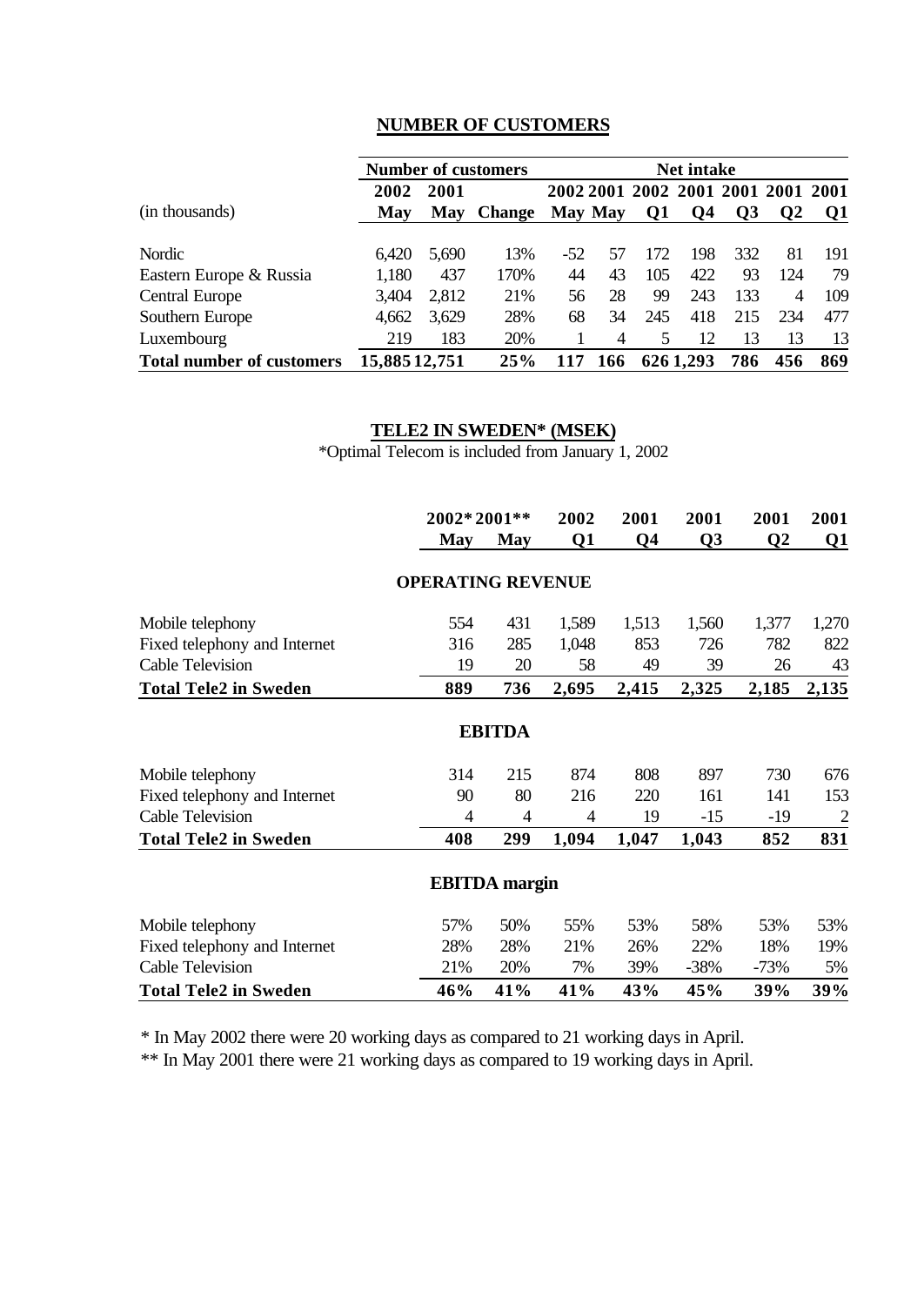## NUMBER OF CUSTOMERS

| | Number of customers | | | Net intake | | | | | | |
|---|---|---|---|---|---|---|---|---|---|---|
| (in thousands) | 2002 May | 2001 May | Change | 2002 May | 2001 May | 2002 Q1 | 2001 Q4 | 2001 Q3 | 2001 Q2 | 2001 Q1 |
| Nordic | 6,420 | 5,690 | 13% | -52 | 57 | 172 | 198 | 332 | 81 | 191 |
| Eastern Europe & Russia | 1,180 | 437 | 170% | 44 | 43 | 105 | 422 | 93 | 124 | 79 |
| Central Europe | 3,404 | 2,812 | 21% | 56 | 28 | 99 | 243 | 133 | 4 | 109 |
| Southern Europe | 4,662 | 3,629 | 28% | 68 | 34 | 245 | 418 | 215 | 234 | 477 |
| Luxembourg | 219 | 183 | 20% | 1 | 4 | 5 | 12 | 13 | 13 | 13 |
| **Total number of customers** | **15,885** | **12,751** | **25%** | **117** | **166** | **626** | **1,293** | **786** | **456** | **869** |

## TELE2 IN SWEDEN* (MSEK)

*Optimal Telecom is included from January 1, 2002

| | 2002* May | 2001** May | 2002 Q1 | 2001 Q4 | 2001 Q3 | 2001 Q2 | 2001 Q1 |
|---|---|---|---|---|---|---|---|
| **OPERATING REVENUE** | | | | | | | |
| Mobile telephony | 554 | 431 | 1,589 | 1,513 | 1,560 | 1,377 | 1,270 |
| Fixed telephony and Internet | 316 | 285 | 1,048 | 853 | 726 | 782 | 822 |
| Cable Television | 19 | 20 | 58 | 49 | 39 | 26 | 43 |
| **Total Tele2 in Sweden** | **889** | **736** | **2,695** | **2,415** | **2,325** | **2,185** | **2,135** |
| **EBITDA** | | | | | | | |
| Mobile telephony | 314 | 215 | 874 | 808 | 897 | 730 | 676 |
| Fixed telephony and Internet | 90 | 80 | 216 | 220 | 161 | 141 | 153 |
| Cable Television | 4 | 4 | 4 | 19 | -15 | -19 | 2 |
| **Total Tele2 in Sweden** | **408** | **299** | **1,094** | **1,047** | **1,043** | **852** | **831** |
| **EBITDA margin** | | | | | | | |
| Mobile telephony | 57% | 50% | 55% | 53% | 58% | 53% | 53% |
| Fixed telephony and Internet | 28% | 28% | 21% | 26% | 22% | 18% | 19% |
| Cable Television | 21% | 20% | 7% | 39% | -38% | -73% | 5% |
| **Total Tele2 in Sweden** | **46%** | **41%** | **41%** | **43%** | **45%** | **39%** | **39%** |

* In May 2002 there were 20 working days as compared to 21 working days in April.

** In May 2001 there were 21 working days as compared to 19 working days in April.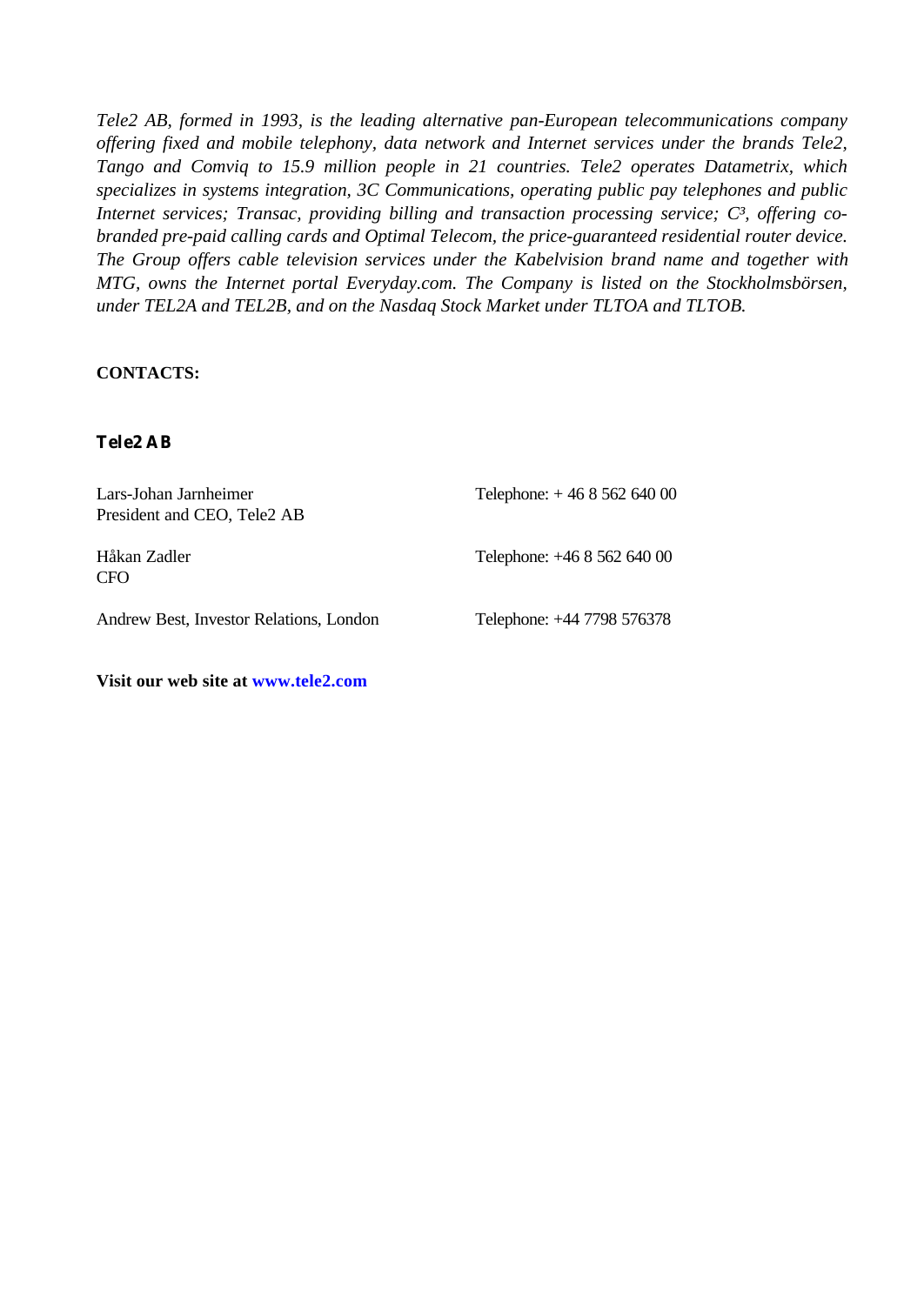*Tele2 AB, formed in 1993, is the leading alternative pan-European telecommunications company offering fixed and mobile telephony, data network and Internet services under the brands Tele2, Tango and Comviq to 15.9 million people in 21 countries. Tele2 operates Datametrix, which specializes in systems integration, 3C Communications, operating public pay telephones and public Internet services; Transac, providing billing and transaction processing service; C³, offering co-branded pre-paid calling cards and Optimal Telecom, the price-guaranteed residential router device. The Group offers cable television services under the Kabelvision brand name and together with MTG, owns the Internet portal Everyday.com. The Company is listed on the Stockholmsbörsen, under TEL2A and TEL2B, and on the Nasdaq Stock Market under TLTOA and TLTOB.*

**CONTACTS:**

**Tele2 AB**

| | |
|---|---|
| Lars-Johan Jarnheimer<br>President and CEO, Tele2 AB | Telephone: + 46 8 562 640 00 |
| Håkan Zadler<br>CFO | Telephone: +46 8 562 640 00 |
| Andrew Best, Investor Relations, London | Telephone: +44 7798 576378 |

**Visit our web site at www.tele2.com**